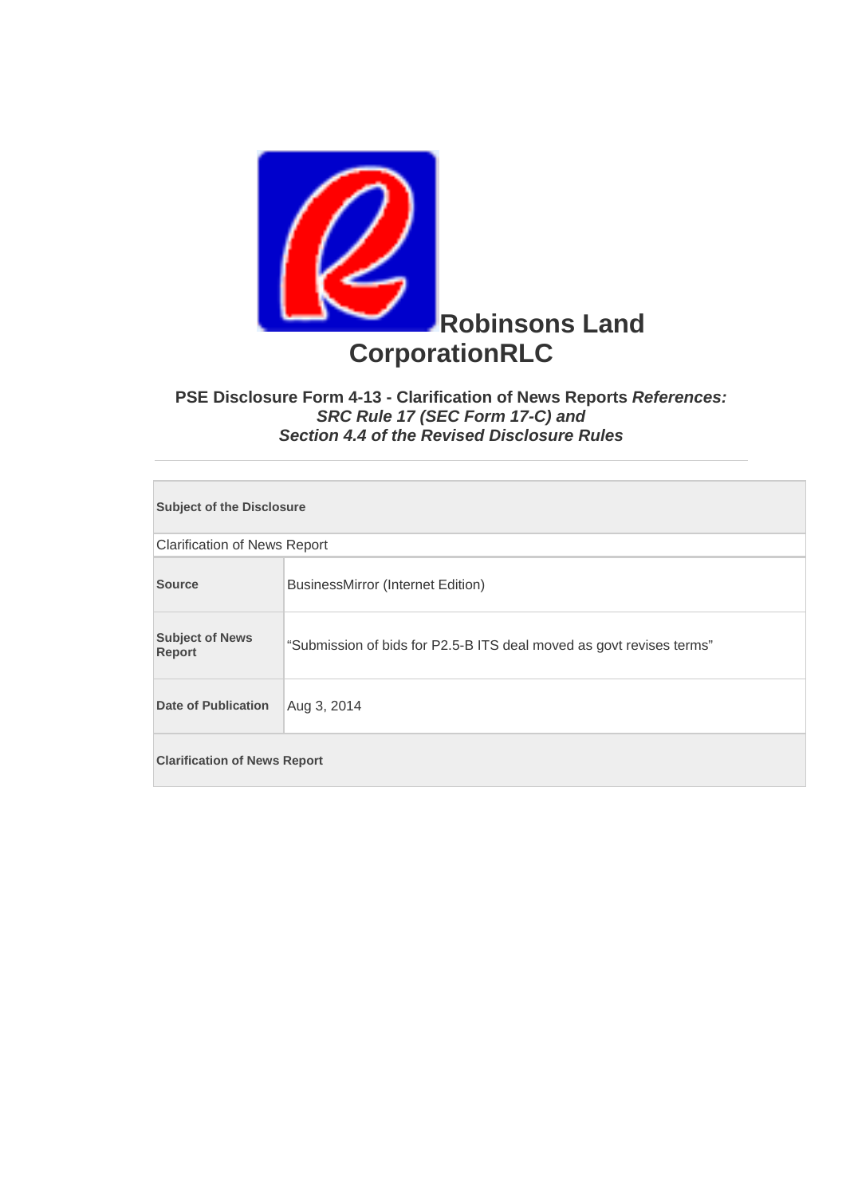# Robinsons Land CorporationRLC

### PSE Disclosure Form 4-13 - Clarification of News Reports *References: SRC Rule 17 (SEC Form 17-C) and Section 4.4 of the Revised Disclosure Rules*

---

| **Subject of the Disclosure** | |
|---|---|
| Clarification of News Report | |
| **Source** | BusinessMirror (Internet Edition) |
| **Subject of News Report** | "Submission of bids for P2.5-B ITS deal moved as govt revises terms" |
| **Date of Publication** | Aug 3, 2014 |
| **Clarification of News Report** | |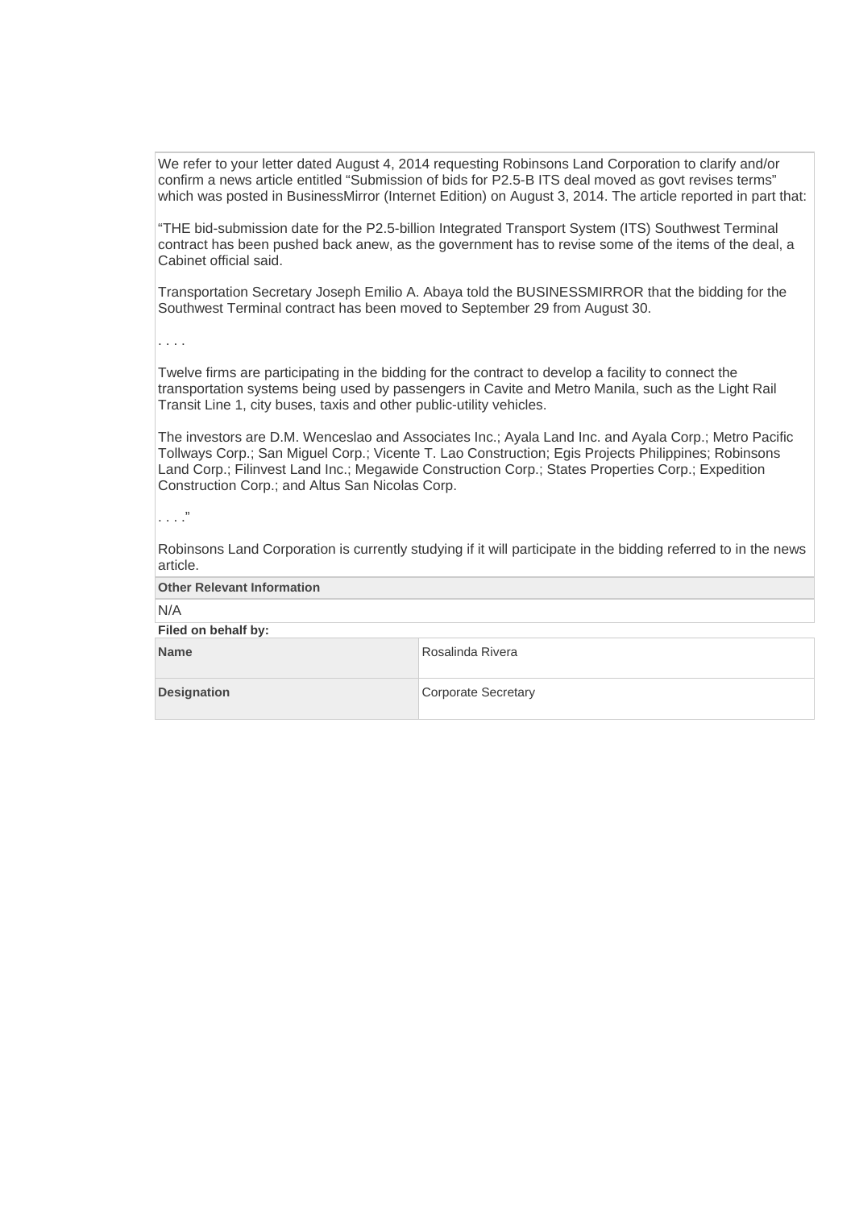We refer to your letter dated August 4, 2014 requesting Robinsons Land Corporation to clarify and/or confirm a news article entitled "Submission of bids for P2.5-B ITS deal moved as govt revises terms" which was posted in BusinessMirror (Internet Edition) on August 3, 2014. The article reported in part that:

"THE bid-submission date for the P2.5-billion Integrated Transport System (ITS) Southwest Terminal contract has been pushed back anew, as the government has to revise some of the items of the deal, a Cabinet official said.

Transportation Secretary Joseph Emilio A. Abaya told the BUSINESSMIRROR that the bidding for the Southwest Terminal contract has been moved to September 29 from August 30.

. . . .

Twelve firms are participating in the bidding for the contract to develop a facility to connect the transportation systems being used by passengers in Cavite and Metro Manila, such as the Light Rail Transit Line 1, city buses, taxis and other public-utility vehicles.

The investors are D.M. Wenceslao and Associates Inc.; Ayala Land Inc. and Ayala Corp.; Metro Pacific Tollways Corp.; San Miguel Corp.; Vicente T. Lao Construction; Egis Projects Philippines; Robinsons Land Corp.; Filinvest Land Inc.; Megawide Construction Corp.; States Properties Corp.; Expedition Construction Corp.; and Altus San Nicolas Corp.

. . . ."

Robinsons Land Corporation is currently studying if it will participate in the bidding referred to in the news article.

**Other Relevant Information**

N/A

**Filed on behalf by:**

| | |
|---|---|
| **Name** | Rosalinda Rivera |
| **Designation** | Corporate Secretary |